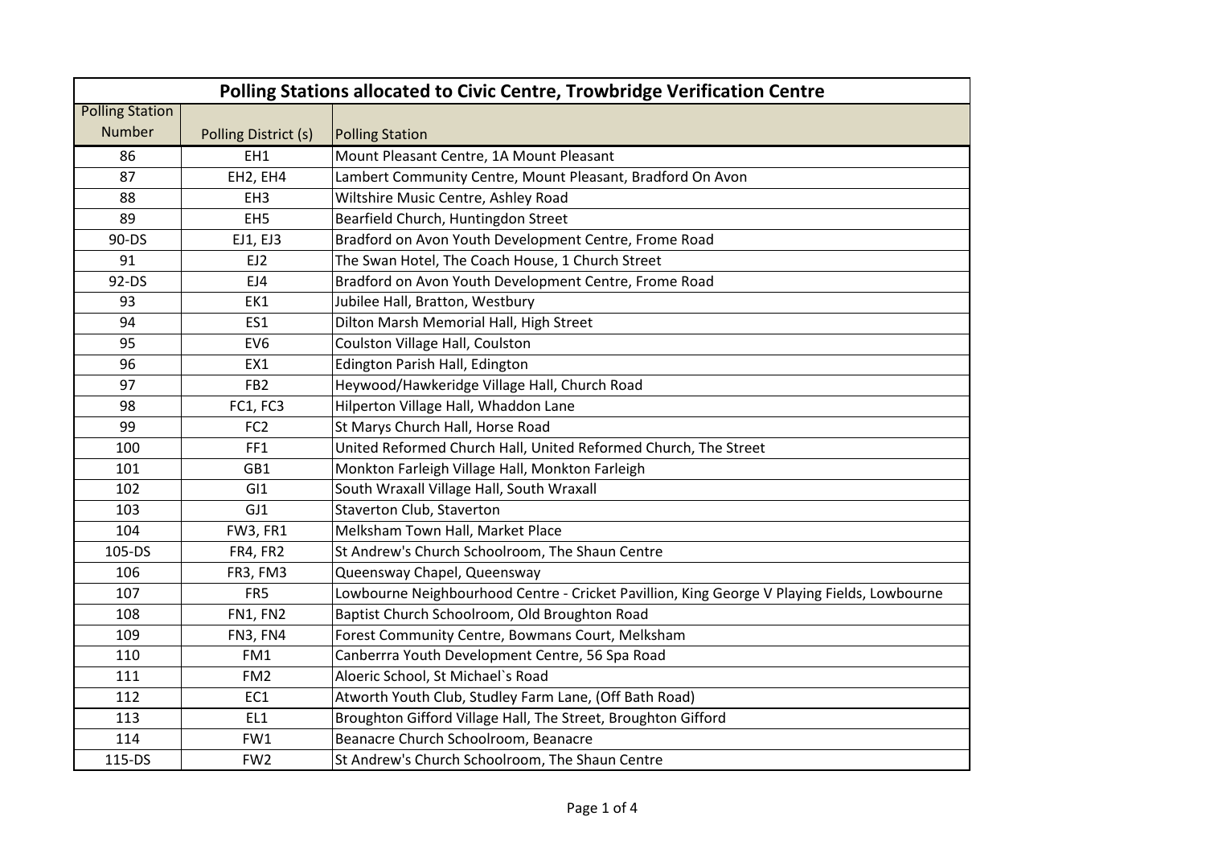# Polling Stations allocated to Civic Centre, Trowbridge Verification Centre

| Polling Station Number | Polling District (s) | Polling Station |
|---|---|---|
| 86 | EH1 | Mount Pleasant Centre, 1A Mount Pleasant |
| 87 | EH2, EH4 | Lambert Community Centre, Mount Pleasant, Bradford On Avon |
| 88 | EH3 | Wiltshire Music Centre, Ashley Road |
| 89 | EH5 | Bearfield Church, Huntingdon Street |
| 90-DS | EJ1, EJ3 | Bradford on Avon Youth Development Centre, Frome Road |
| 91 | EJ2 | The Swan Hotel, The Coach House, 1 Church Street |
| 92-DS | EJ4 | Bradford on Avon Youth Development Centre, Frome Road |
| 93 | EK1 | Jubilee Hall, Bratton, Westbury |
| 94 | ES1 | Dilton Marsh Memorial Hall, High Street |
| 95 | EV6 | Coulston Village Hall, Coulston |
| 96 | EX1 | Edington Parish Hall, Edington |
| 97 | FB2 | Heywood/Hawkeridge Village Hall, Church Road |
| 98 | FC1, FC3 | Hilperton Village Hall, Whaddon Lane |
| 99 | FC2 | St Marys Church Hall, Horse Road |
| 100 | FF1 | United Reformed Church Hall, United Reformed Church, The Street |
| 101 | GB1 | Monkton Farleigh Village Hall, Monkton Farleigh |
| 102 | GI1 | South Wraxall Village Hall, South Wraxall |
| 103 | GJ1 | Staverton Club, Staverton |
| 104 | FW3, FR1 | Melksham Town Hall, Market Place |
| 105-DS | FR4, FR2 | St Andrew's Church Schoolroom, The Shaun Centre |
| 106 | FR3, FM3 | Queensway Chapel, Queensway |
| 107 | FR5 | Lowbourne Neighbourhood Centre - Cricket Pavillion, King George V Playing Fields, Lowbourne |
| 108 | FN1, FN2 | Baptist Church Schoolroom, Old Broughton Road |
| 109 | FN3, FN4 | Forest Community Centre, Bowmans Court, Melksham |
| 110 | FM1 | Canberrra Youth Development Centre, 56 Spa Road |
| 111 | FM2 | Aloeric School, St Michael`s Road |
| 112 | EC1 | Atworth Youth Club, Studley Farm Lane, (Off Bath Road) |
| 113 | EL1 | Broughton Gifford Village Hall, The Street, Broughton Gifford |
| 114 | FW1 | Beanacre Church Schoolroom, Beanacre |
| 115-DS | FW2 | St Andrew's Church Schoolroom, The Shaun Centre |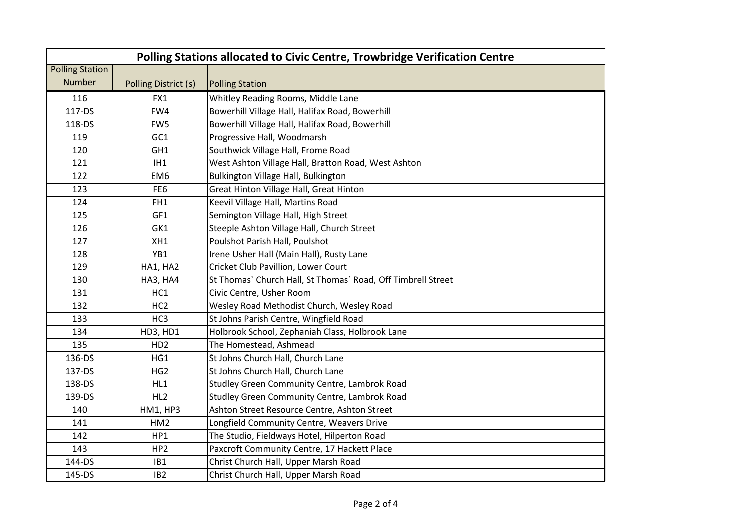| Polling Stations allocated to Civic Centre, Trowbridge Verification Centre | | |
|---|---|---|
| Polling Station Number | Polling District (s) | Polling Station |
| 116 | FX1 | Whitley Reading Rooms, Middle Lane |
| 117-DS | FW4 | Bowerhill Village Hall, Halifax Road, Bowerhill |
| 118-DS | FW5 | Bowerhill Village Hall, Halifax Road, Bowerhill |
| 119 | GC1 | Progressive Hall, Woodmarsh |
| 120 | GH1 | Southwick Village Hall, Frome Road |
| 121 | IH1 | West Ashton Village Hall, Bratton Road, West Ashton |
| 122 | EM6 | Bulkington Village Hall, Bulkington |
| 123 | FE6 | Great Hinton Village Hall, Great Hinton |
| 124 | FH1 | Keevil Village Hall, Martins Road |
| 125 | GF1 | Semington Village Hall, High Street |
| 126 | GK1 | Steeple Ashton Village Hall, Church Street |
| 127 | XH1 | Poulshot Parish Hall, Poulshot |
| 128 | YB1 | Irene Usher Hall (Main Hall), Rusty Lane |
| 129 | HA1, HA2 | Cricket Club Pavillion, Lower Court |
| 130 | HA3, HA4 | St Thomas` Church Hall, St Thomas` Road, Off Timbrell Street |
| 131 | HC1 | Civic Centre, Usher Room |
| 132 | HC2 | Wesley Road Methodist Church, Wesley Road |
| 133 | HC3 | St Johns Parish Centre, Wingfield Road |
| 134 | HD3, HD1 | Holbrook School, Zephaniah Class, Holbrook Lane |
| 135 | HD2 | The Homestead, Ashmead |
| 136-DS | HG1 | St Johns Church Hall, Church Lane |
| 137-DS | HG2 | St Johns Church Hall, Church Lane |
| 138-DS | HL1 | Studley Green Community Centre, Lambrok Road |
| 139-DS | HL2 | Studley Green Community Centre, Lambrok Road |
| 140 | HM1, HP3 | Ashton Street Resource Centre, Ashton Street |
| 141 | HM2 | Longfield Community Centre, Weavers Drive |
| 142 | HP1 | The Studio, Fieldways Hotel, Hilperton Road |
| 143 | HP2 | Paxcroft Community Centre, 17 Hackett Place |
| 144-DS | IB1 | Christ Church Hall, Upper Marsh Road |
| 145-DS | IB2 | Christ Church Hall, Upper Marsh Road |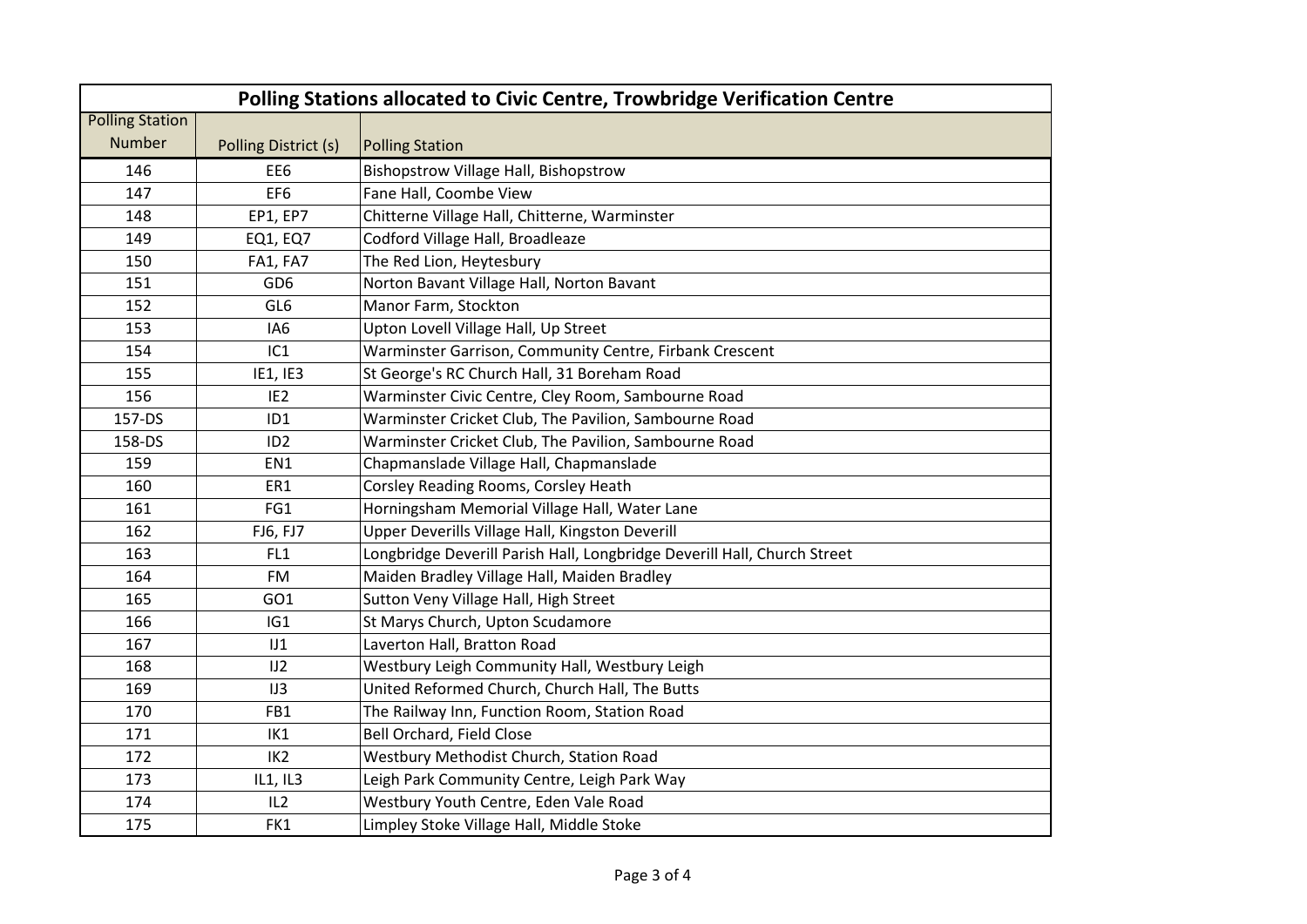## Polling Stations allocated to Civic Centre, Trowbridge Verification Centre

| Polling Station Number | Polling District (s) | Polling Station |
|---|---|---|
| 146 | EE6 | Bishopstrow Village Hall, Bishopstrow |
| 147 | EF6 | Fane Hall, Coombe View |
| 148 | EP1, EP7 | Chitterne Village Hall, Chitterne, Warminster |
| 149 | EQ1, EQ7 | Codford Village Hall, Broadleaze |
| 150 | FA1, FA7 | The Red Lion, Heytesbury |
| 151 | GD6 | Norton Bavant Village Hall, Norton Bavant |
| 152 | GL6 | Manor Farm, Stockton |
| 153 | IA6 | Upton Lovell Village Hall, Up Street |
| 154 | IC1 | Warminster Garrison, Community Centre, Firbank Crescent |
| 155 | IE1, IE3 | St George's RC Church Hall, 31 Boreham Road |
| 156 | IE2 | Warminster Civic Centre, Cley Room, Sambourne Road |
| 157-DS | ID1 | Warminster Cricket Club, The Pavilion, Sambourne Road |
| 158-DS | ID2 | Warminster Cricket Club, The Pavilion, Sambourne Road |
| 159 | EN1 | Chapmanslade Village Hall, Chapmanslade |
| 160 | ER1 | Corsley Reading Rooms, Corsley Heath |
| 161 | FG1 | Horningsham Memorial Village Hall, Water Lane |
| 162 | FJ6, FJ7 | Upper Deverills Village Hall, Kingston Deverill |
| 163 | FL1 | Longbridge Deverill Parish Hall, Longbridge Deverill Hall, Church Street |
| 164 | FM | Maiden Bradley Village Hall, Maiden Bradley |
| 165 | GO1 | Sutton Veny Village Hall, High Street |
| 166 | IG1 | St Marys Church, Upton Scudamore |
| 167 | IJ1 | Laverton Hall, Bratton Road |
| 168 | IJ2 | Westbury Leigh Community Hall, Westbury Leigh |
| 169 | IJ3 | United Reformed Church, Church Hall, The Butts |
| 170 | FB1 | The Railway Inn, Function Room, Station Road |
| 171 | IK1 | Bell Orchard, Field Close |
| 172 | IK2 | Westbury Methodist Church, Station Road |
| 173 | IL1, IL3 | Leigh Park Community Centre, Leigh Park Way |
| 174 | IL2 | Westbury Youth Centre, Eden Vale Road |
| 175 | FK1 | Limpley Stoke Village Hall, Middle Stoke |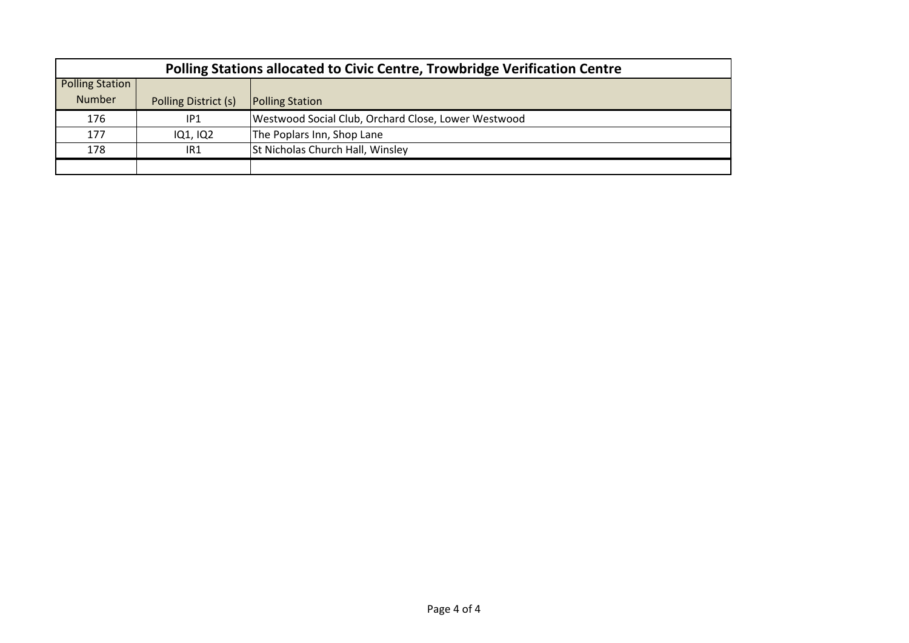| Polling Stations allocated to Civic Centre, Trowbridge Verification Centre | | |
|---|---|---|
| Polling Station Number | Polling District (s) | Polling Station |
| 176 | IP1 | Westwood Social Club, Orchard Close, Lower Westwood |
| 177 | IQ1, IQ2 | The Poplars Inn, Shop Lane |
| 178 | IR1 | St Nicholas Church Hall, Winsley |
| | | |